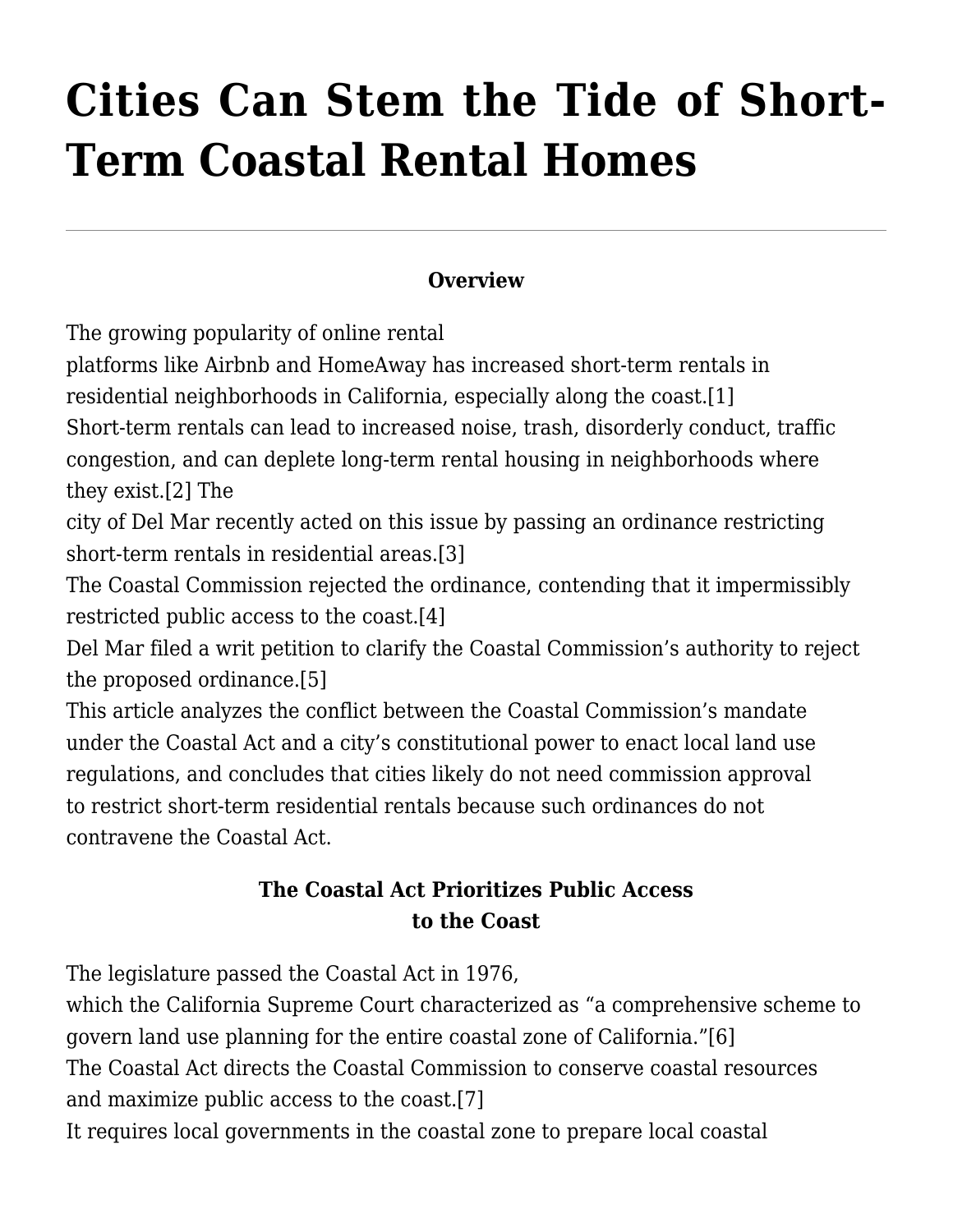# Cities Can Stem the Tide of Short-Term Coastal Rental Homes

---

**Overview**

The growing popularity of online rental platforms like Airbnb and HomeAway has increased short-term rentals in residential neighborhoods in California, especially along the coast.[1] Short-term rentals can lead to increased noise, trash, disorderly conduct, traffic congestion, and can deplete long-term rental housing in neighborhoods where they exist.[2] The city of Del Mar recently acted on this issue by passing an ordinance restricting short-term rentals in residential areas.[3] The Coastal Commission rejected the ordinance, contending that it impermissibly restricted public access to the coast.[4] Del Mar filed a writ petition to clarify the Coastal Commission's authority to reject the proposed ordinance.[5] This article analyzes the conflict between the Coastal Commission's mandate under the Coastal Act and a city's constitutional power to enact local land use regulations, and concludes that cities likely do not need commission approval to restrict short-term residential rentals because such ordinances do not contravene the Coastal Act.

**The Coastal Act Prioritizes Public Access to the Coast**

The legislature passed the Coastal Act in 1976, which the California Supreme Court characterized as "a comprehensive scheme to govern land use planning for the entire coastal zone of California."[6] The Coastal Act directs the Coastal Commission to conserve coastal resources and maximize public access to the coast.[7] It requires local governments in the coastal zone to prepare local coastal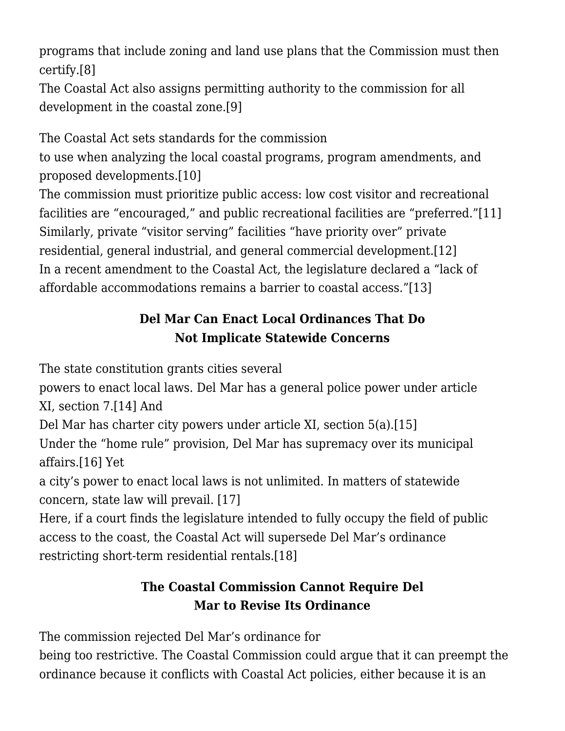programs that include zoning and land use plans that the Commission must then certify.[8]

The Coastal Act also assigns permitting authority to the commission for all development in the coastal zone.[9]

The Coastal Act sets standards for the commission to use when analyzing the local coastal programs, program amendments, and proposed developments.[10]

The commission must prioritize public access: low cost visitor and recreational facilities are "encouraged," and public recreational facilities are "preferred."[11] Similarly, private "visitor serving" facilities "have priority over" private residential, general industrial, and general commercial development.[12] In a recent amendment to the Coastal Act, the legislature declared a "lack of affordable accommodations remains a barrier to coastal access."[13]

## Del Mar Can Enact Local Ordinances That Do Not Implicate Statewide Concerns

The state constitution grants cities several powers to enact local laws. Del Mar has a general police power under article XI, section 7.[14] And Del Mar has charter city powers under article XI, section 5(a).[15] Under the "home rule" provision, Del Mar has supremacy over its municipal affairs.[16] Yet a city's power to enact local laws is not unlimited. In matters of statewide concern, state law will prevail. [17]

Here, if a court finds the legislature intended to fully occupy the field of public access to the coast, the Coastal Act will supersede Del Mar's ordinance restricting short-term residential rentals.[18]

## The Coastal Commission Cannot Require Del Mar to Revise Its Ordinance

The commission rejected Del Mar's ordinance for being too restrictive. The Coastal Commission could argue that it can preempt the ordinance because it conflicts with Coastal Act policies, either because it is an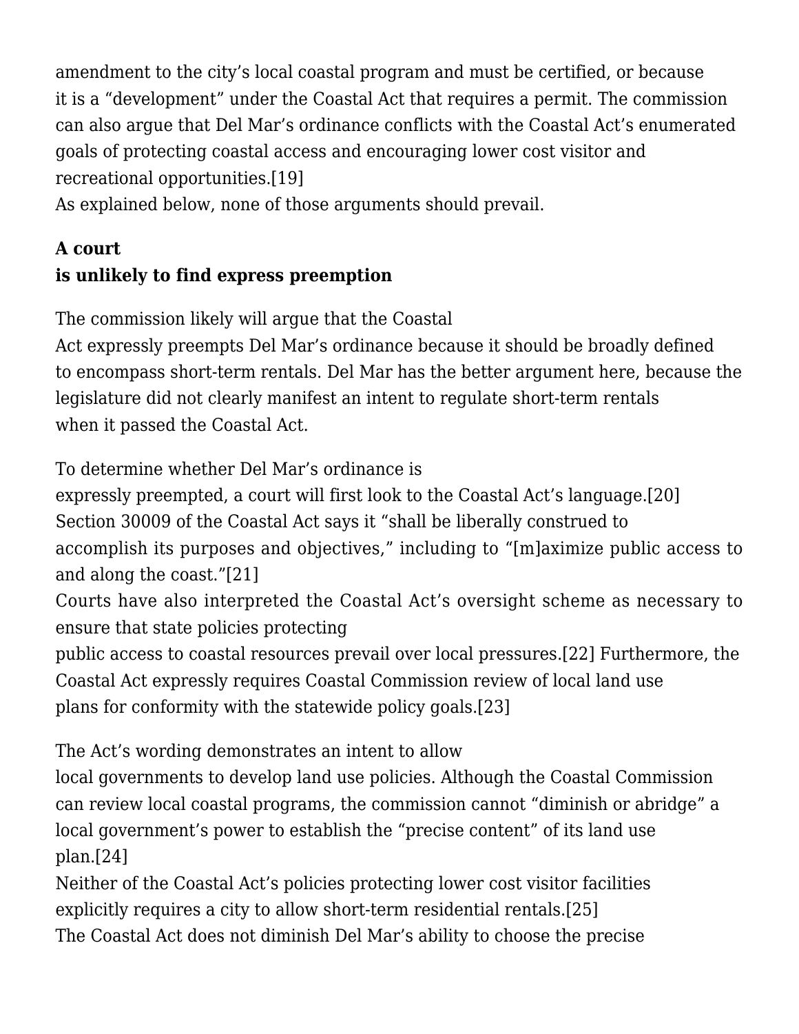amendment to the city's local coastal program and must be certified, or because it is a "development" under the Coastal Act that requires a permit. The commission can also argue that Del Mar's ordinance conflicts with the Coastal Act's enumerated goals of protecting coastal access and encouraging lower cost visitor and recreational opportunities.[19]

As explained below, none of those arguments should prevail.

**A court is unlikely to find express preemption**

The commission likely will argue that the Coastal Act expressly preempts Del Mar's ordinance because it should be broadly defined to encompass short-term rentals. Del Mar has the better argument here, because the legislature did not clearly manifest an intent to regulate short-term rentals when it passed the Coastal Act.

To determine whether Del Mar's ordinance is expressly preempted, a court will first look to the Coastal Act's language.[20] Section 30009 of the Coastal Act says it "shall be liberally construed to accomplish its purposes and objectives," including to "[m]aximize public access to and along the coast."[21] Courts have also interpreted the Coastal Act's oversight scheme as necessary to ensure that state policies protecting public access to coastal resources prevail over local pressures.[22] Furthermore, the Coastal Act expressly requires Coastal Commission review of local land use plans for conformity with the statewide policy goals.[23]

The Act's wording demonstrates an intent to allow local governments to develop land use policies. Although the Coastal Commission can review local coastal programs, the commission cannot "diminish or abridge" a local government's power to establish the "precise content" of its land use plan.[24] Neither of the Coastal Act's policies protecting lower cost visitor facilities explicitly requires a city to allow short-term residential rentals.[25] The Coastal Act does not diminish Del Mar's ability to choose the precise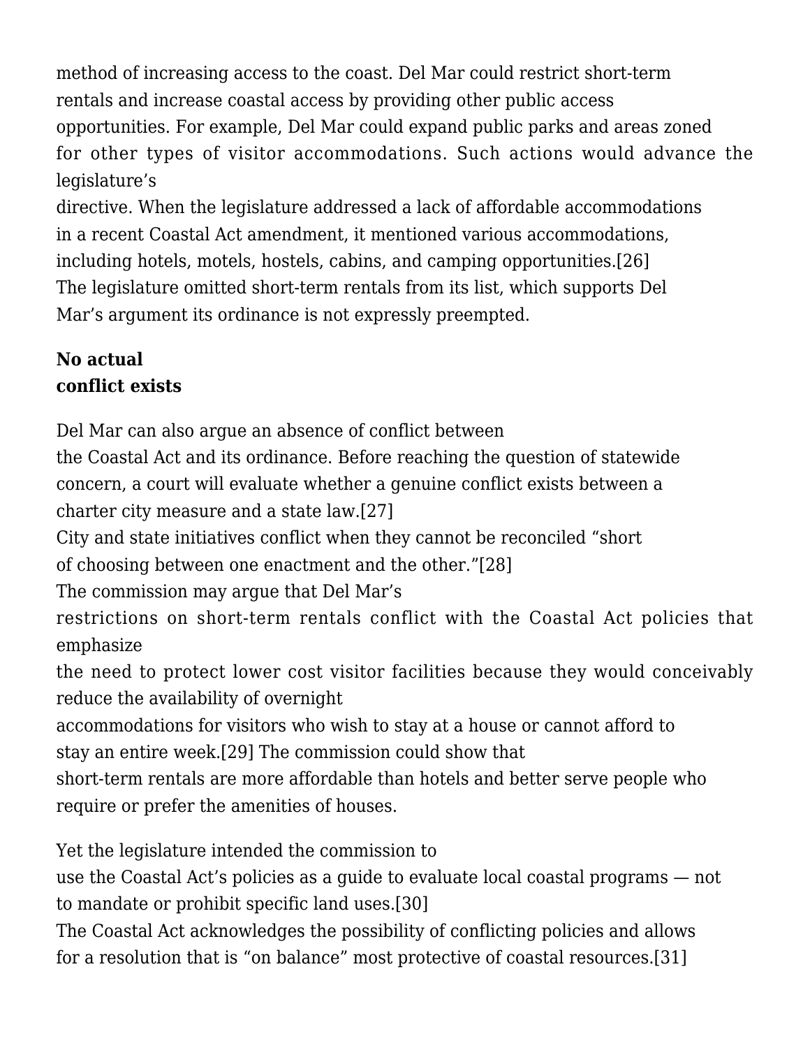method of increasing access to the coast. Del Mar could restrict short-term rentals and increase coastal access by providing other public access opportunities. For example, Del Mar could expand public parks and areas zoned for other types of visitor accommodations. Such actions would advance the legislature's directive. When the legislature addressed a lack of affordable accommodations in a recent Coastal Act amendment, it mentioned various accommodations, including hotels, motels, hostels, cabins, and camping opportunities.[26] The legislature omitted short-term rentals from its list, which supports Del Mar's argument its ordinance is not expressly preempted.

**No actual conflict exists**

Del Mar can also argue an absence of conflict between the Coastal Act and its ordinance. Before reaching the question of statewide concern, a court will evaluate whether a genuine conflict exists between a charter city measure and a state law.[27] City and state initiatives conflict when they cannot be reconciled "short of choosing between one enactment and the other."[28] The commission may argue that Del Mar's restrictions on short-term rentals conflict with the Coastal Act policies that emphasize the need to protect lower cost visitor facilities because they would conceivably reduce the availability of overnight accommodations for visitors who wish to stay at a house or cannot afford to stay an entire week.[29] The commission could show that short-term rentals are more affordable than hotels and better serve people who require or prefer the amenities of houses.

Yet the legislature intended the commission to use the Coastal Act's policies as a guide to evaluate local coastal programs — not to mandate or prohibit specific land uses.[30] The Coastal Act acknowledges the possibility of conflicting policies and allows for a resolution that is "on balance" most protective of coastal resources.[31]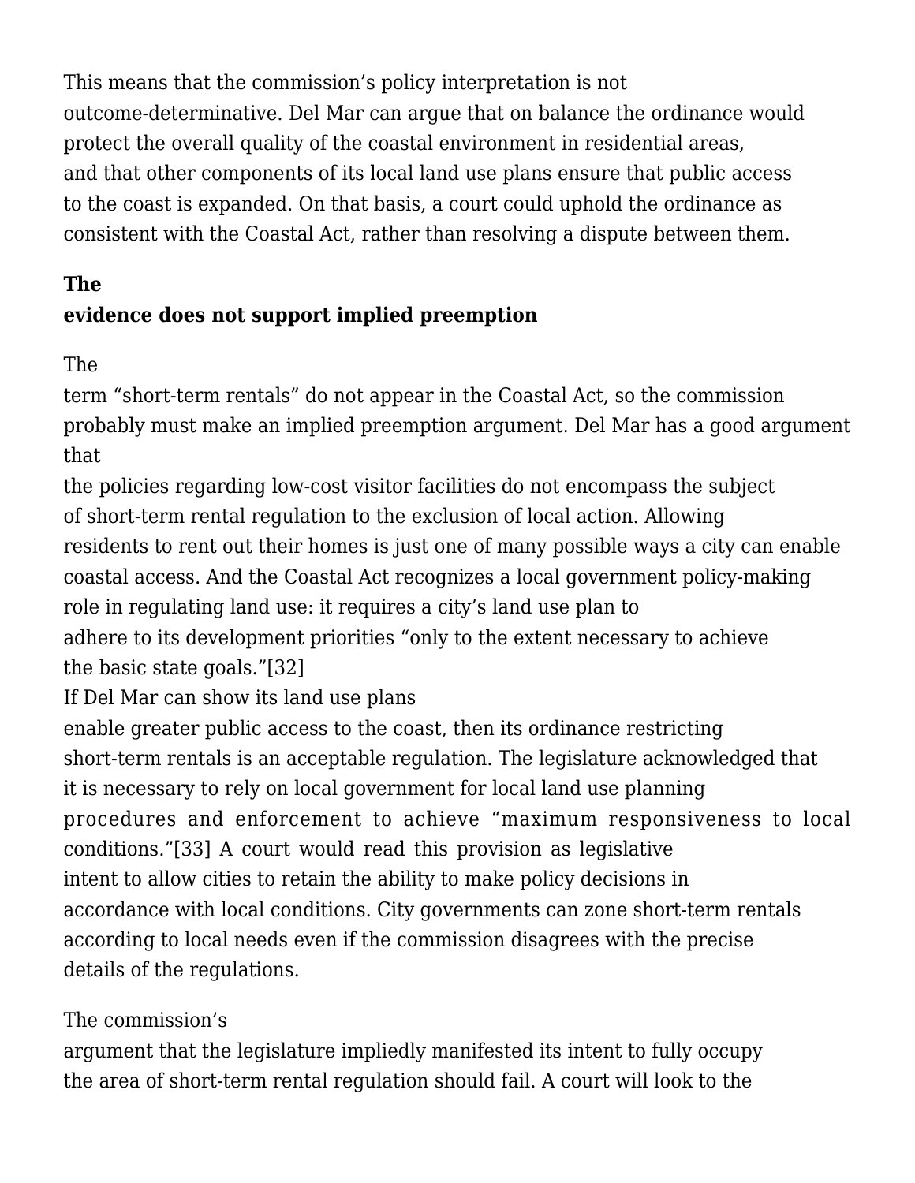This means that the commission's policy interpretation is not outcome-determinative. Del Mar can argue that on balance the ordinance would protect the overall quality of the coastal environment in residential areas, and that other components of its local land use plans ensure that public access to the coast is expanded. On that basis, a court could uphold the ordinance as consistent with the Coastal Act, rather than resolving a dispute between them.

**The evidence does not support implied preemption**

The term "short-term rentals" do not appear in the Coastal Act, so the commission probably must make an implied preemption argument. Del Mar has a good argument that the policies regarding low-cost visitor facilities do not encompass the subject of short-term rental regulation to the exclusion of local action. Allowing residents to rent out their homes is just one of many possible ways a city can enable coastal access. And the Coastal Act recognizes a local government policy-making role in regulating land use: it requires a city's land use plan to adhere to its development priorities "only to the extent necessary to achieve the basic state goals."[32] If Del Mar can show its land use plans enable greater public access to the coast, then its ordinance restricting short-term rentals is an acceptable regulation. The legislature acknowledged that it is necessary to rely on local government for local land use planning procedures and enforcement to achieve "maximum responsiveness to local conditions."[33] A court would read this provision as legislative intent to allow cities to retain the ability to make policy decisions in accordance with local conditions. City governments can zone short-term rentals according to local needs even if the commission disagrees with the precise details of the regulations.

The commission's argument that the legislature impliedly manifested its intent to fully occupy the area of short-term rental regulation should fail. A court will look to the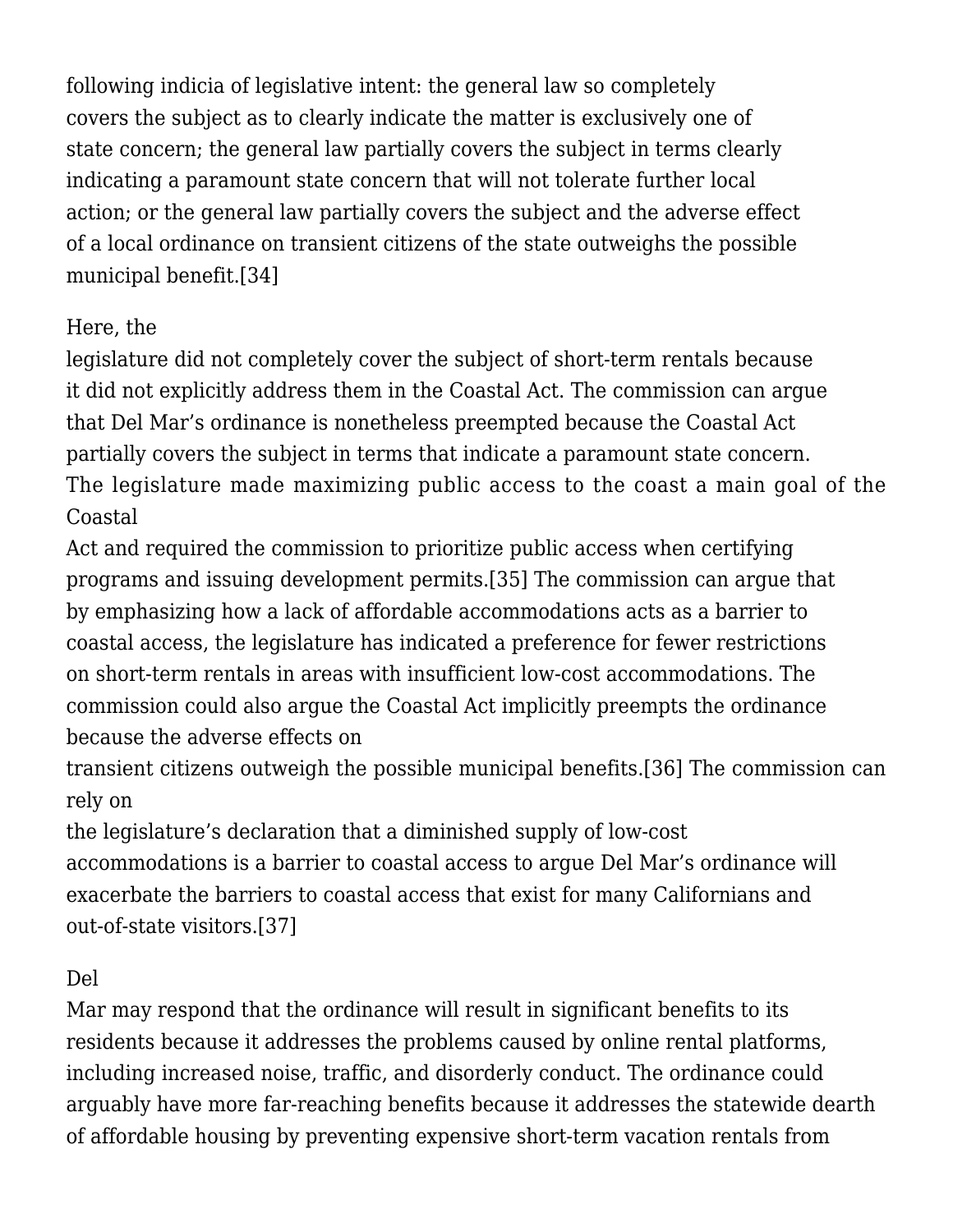following indicia of legislative intent: the general law so completely covers the subject as to clearly indicate the matter is exclusively one of state concern; the general law partially covers the subject in terms clearly indicating a paramount state concern that will not tolerate further local action; or the general law partially covers the subject and the adverse effect of a local ordinance on transient citizens of the state outweighs the possible municipal benefit.[34]

Here, the legislature did not completely cover the subject of short-term rentals because it did not explicitly address them in the Coastal Act. The commission can argue that Del Mar's ordinance is nonetheless preempted because the Coastal Act partially covers the subject in terms that indicate a paramount state concern. The legislature made maximizing public access to the coast a main goal of the Coastal Act and required the commission to prioritize public access when certifying programs and issuing development permits.[35] The commission can argue that by emphasizing how a lack of affordable accommodations acts as a barrier to coastal access, the legislature has indicated a preference for fewer restrictions on short-term rentals in areas with insufficient low-cost accommodations. The commission could also argue the Coastal Act implicitly preempts the ordinance because the adverse effects on transient citizens outweigh the possible municipal benefits.[36] The commission can rely on the legislature's declaration that a diminished supply of low-cost accommodations is a barrier to coastal access to argue Del Mar's ordinance will exacerbate the barriers to coastal access that exist for many Californians and out-of-state visitors.[37]

Del Mar may respond that the ordinance will result in significant benefits to its residents because it addresses the problems caused by online rental platforms, including increased noise, traffic, and disorderly conduct. The ordinance could arguably have more far-reaching benefits because it addresses the statewide dearth of affordable housing by preventing expensive short-term vacation rentals from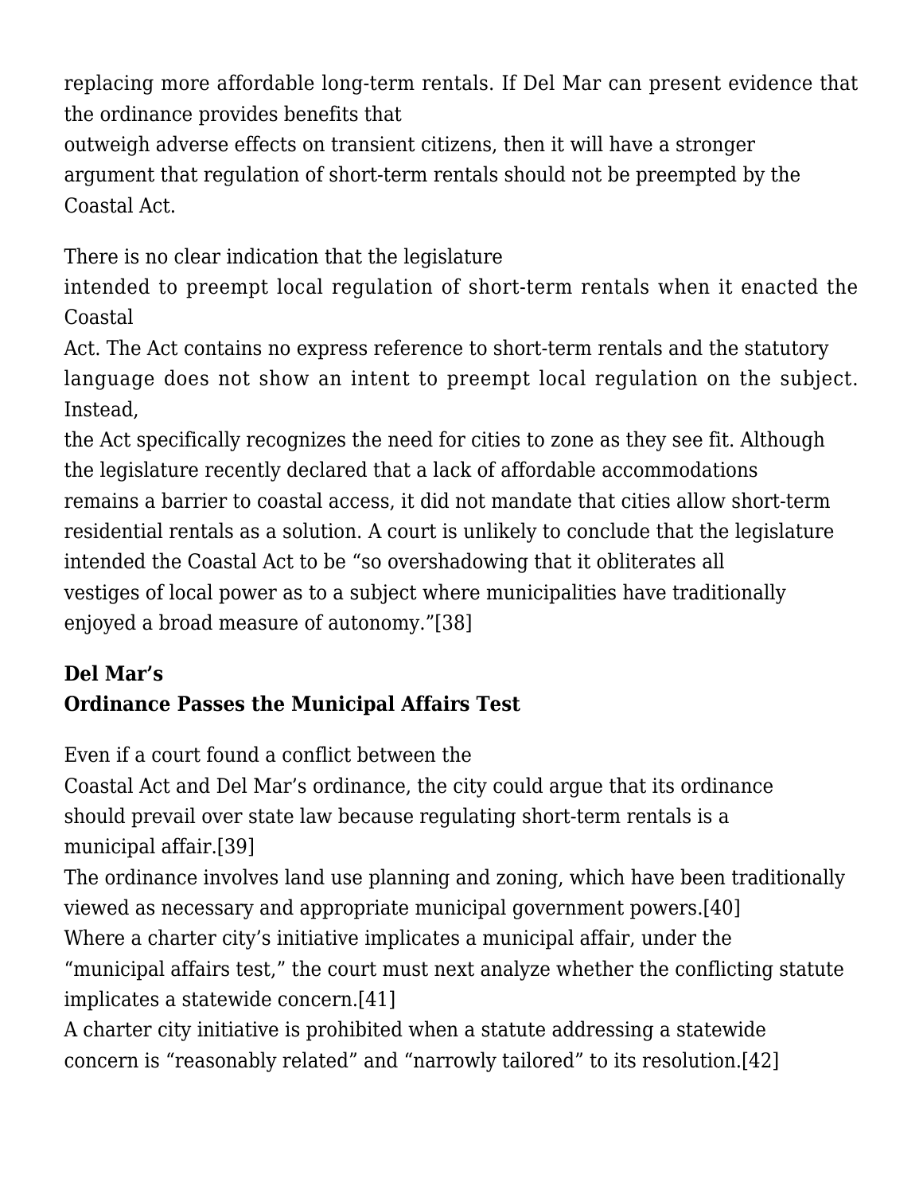replacing more affordable long-term rentals. If Del Mar can present evidence that the ordinance provides benefits that outweigh adverse effects on transient citizens, then it will have a stronger argument that regulation of short-term rentals should not be preempted by the Coastal Act.

There is no clear indication that the legislature intended to preempt local regulation of short-term rentals when it enacted the Coastal Act. The Act contains no express reference to short-term rentals and the statutory language does not show an intent to preempt local regulation on the subject. Instead, the Act specifically recognizes the need for cities to zone as they see fit. Although the legislature recently declared that a lack of affordable accommodations remains a barrier to coastal access, it did not mandate that cities allow short-term residential rentals as a solution. A court is unlikely to conclude that the legislature intended the Coastal Act to be "so overshadowing that it obliterates all vestiges of local power as to a subject where municipalities have traditionally enjoyed a broad measure of autonomy."[38]

**Del Mar's Ordinance Passes the Municipal Affairs Test**

Even if a court found a conflict between the Coastal Act and Del Mar's ordinance, the city could argue that its ordinance should prevail over state law because regulating short-term rentals is a municipal affair.[39] The ordinance involves land use planning and zoning, which have been traditionally viewed as necessary and appropriate municipal government powers.[40] Where a charter city's initiative implicates a municipal affair, under the "municipal affairs test," the court must next analyze whether the conflicting statute implicates a statewide concern.[41] A charter city initiative is prohibited when a statute addressing a statewide concern is "reasonably related" and "narrowly tailored" to its resolution.[42]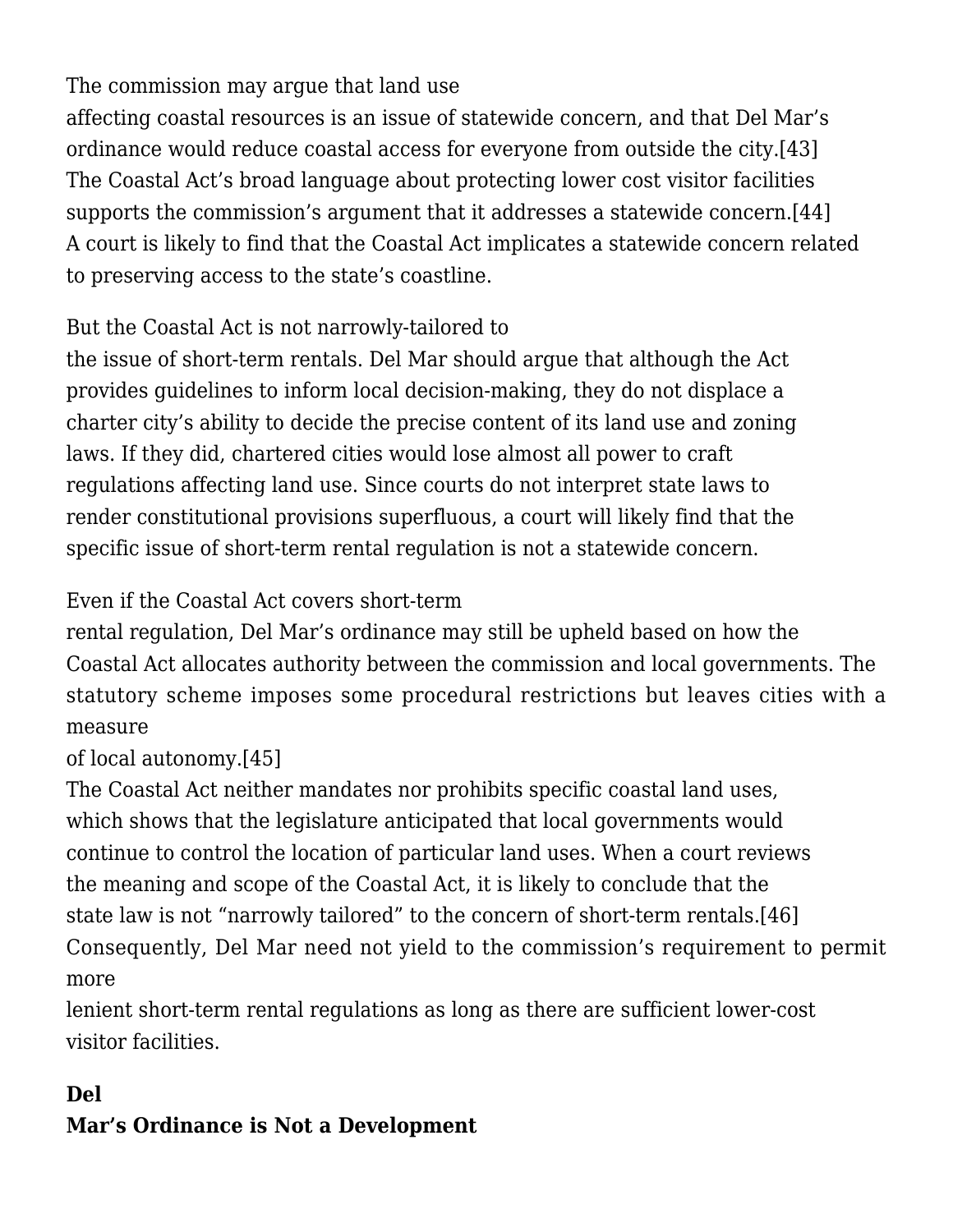The commission may argue that land use affecting coastal resources is an issue of statewide concern, and that Del Mar's ordinance would reduce coastal access for everyone from outside the city.[43] The Coastal Act's broad language about protecting lower cost visitor facilities supports the commission's argument that it addresses a statewide concern.[44] A court is likely to find that the Coastal Act implicates a statewide concern related to preserving access to the state's coastline.

But the Coastal Act is not narrowly-tailored to the issue of short-term rentals. Del Mar should argue that although the Act provides guidelines to inform local decision-making, they do not displace a charter city's ability to decide the precise content of its land use and zoning laws. If they did, chartered cities would lose almost all power to craft regulations affecting land use. Since courts do not interpret state laws to render constitutional provisions superfluous, a court will likely find that the specific issue of short-term rental regulation is not a statewide concern.

Even if the Coastal Act covers short-term rental regulation, Del Mar's ordinance may still be upheld based on how the Coastal Act allocates authority between the commission and local governments. The statutory scheme imposes some procedural restrictions but leaves cities with a measure of local autonomy.[45] The Coastal Act neither mandates nor prohibits specific coastal land uses, which shows that the legislature anticipated that local governments would continue to control the location of particular land uses. When a court reviews the meaning and scope of the Coastal Act, it is likely to conclude that the state law is not "narrowly tailored" to the concern of short-term rentals.[46] Consequently, Del Mar need not yield to the commission's requirement to permit more lenient short-term rental regulations as long as there are sufficient lower-cost visitor facilities.

**Del Mar's Ordinance is Not a Development**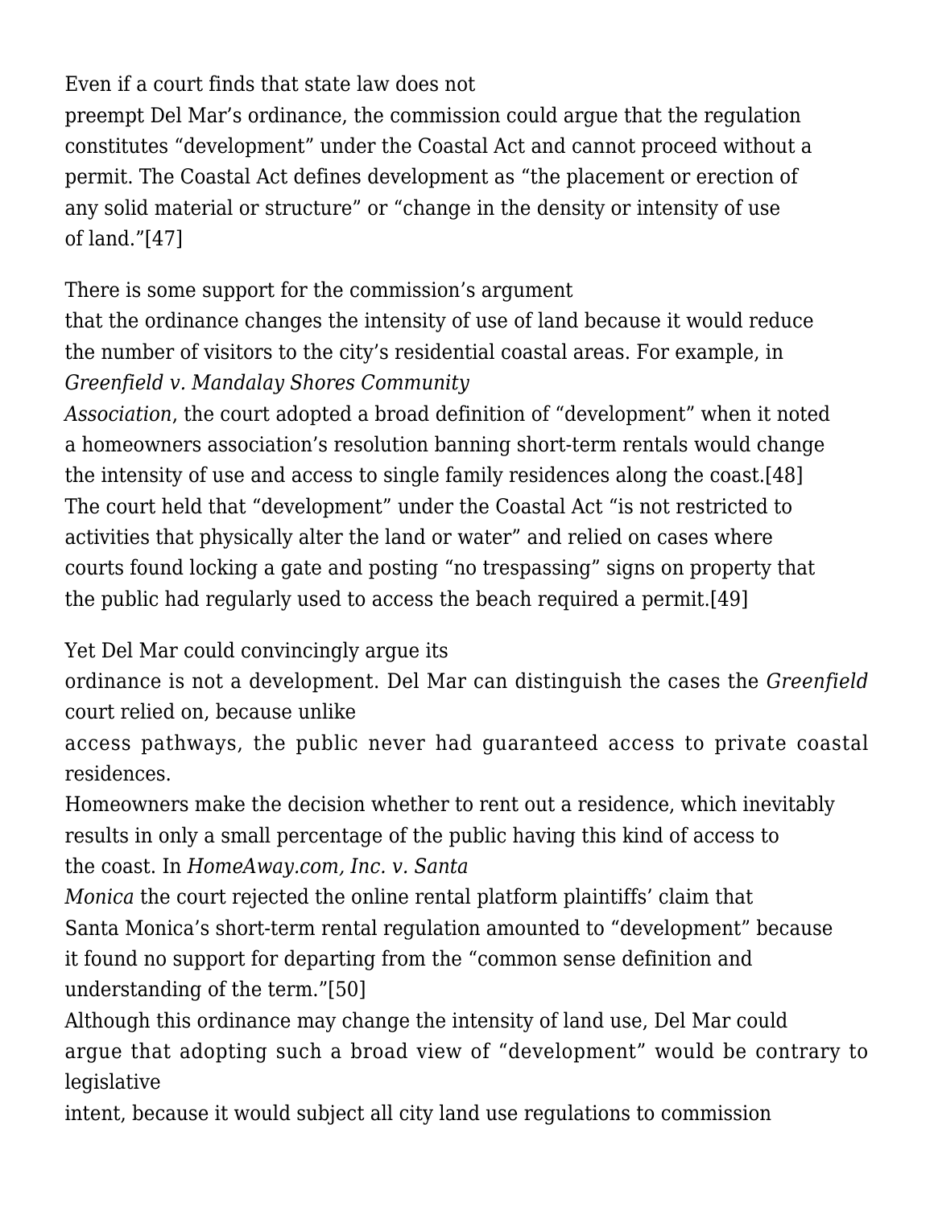Even if a court finds that state law does not preempt Del Mar's ordinance, the commission could argue that the regulation constitutes "development" under the Coastal Act and cannot proceed without a permit. The Coastal Act defines development as "the placement or erection of any solid material or structure" or "change in the density or intensity of use of land."[47]

There is some support for the commission's argument that the ordinance changes the intensity of use of land because it would reduce the number of visitors to the city's residential coastal areas. For example, in *Greenfield v. Mandalay Shores Community Association*, the court adopted a broad definition of "development" when it noted a homeowners association's resolution banning short-term rentals would change the intensity of use and access to single family residences along the coast.[48] The court held that "development" under the Coastal Act "is not restricted to activities that physically alter the land or water" and relied on cases where courts found locking a gate and posting "no trespassing" signs on property that the public had regularly used to access the beach required a permit.[49]

Yet Del Mar could convincingly argue its ordinance is not a development. Del Mar can distinguish the cases the *Greenfield* court relied on, because unlike access pathways, the public never had guaranteed access to private coastal residences. Homeowners make the decision whether to rent out a residence, which inevitably results in only a small percentage of the public having this kind of access to the coast. In *HomeAway.com, Inc. v. Santa Monica* the court rejected the online rental platform plaintiffs' claim that Santa Monica's short-term rental regulation amounted to "development" because it found no support for departing from the "common sense definition and understanding of the term."[50] Although this ordinance may change the intensity of land use, Del Mar could argue that adopting such a broad view of "development" would be contrary to legislative intent, because it would subject all city land use regulations to commission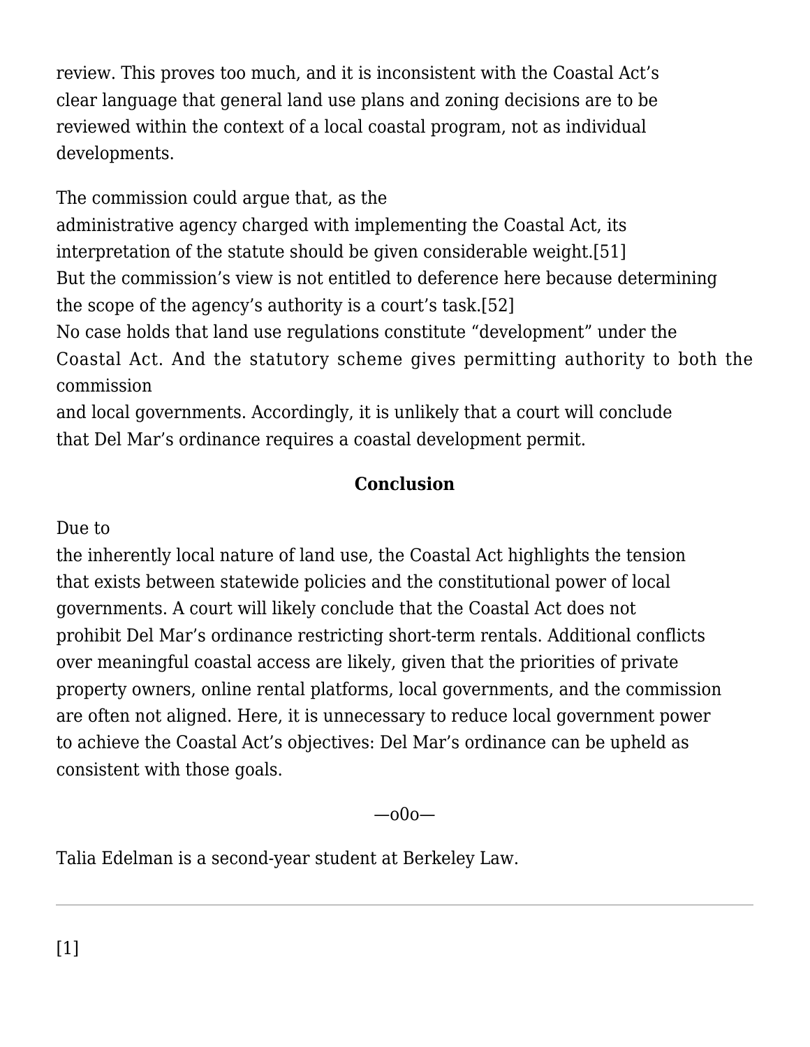review. This proves too much, and it is inconsistent with the Coastal Act's clear language that general land use plans and zoning decisions are to be reviewed within the context of a local coastal program, not as individual developments.

The commission could argue that, as the administrative agency charged with implementing the Coastal Act, its interpretation of the statute should be given considerable weight.[51] But the commission's view is not entitled to deference here because determining the scope of the agency's authority is a court's task.[52] No case holds that land use regulations constitute "development" under the Coastal Act. And the statutory scheme gives permitting authority to both the commission and local governments. Accordingly, it is unlikely that a court will conclude that Del Mar's ordinance requires a coastal development permit.

## Conclusion

Due to the inherently local nature of land use, the Coastal Act highlights the tension that exists between statewide policies and the constitutional power of local governments. A court will likely conclude that the Coastal Act does not prohibit Del Mar's ordinance restricting short-term rentals. Additional conflicts over meaningful coastal access are likely, given that the priorities of private property owners, online rental platforms, local governments, and the commission are often not aligned. Here, it is unnecessary to reduce local government power to achieve the Coastal Act's objectives: Del Mar's ordinance can be upheld as consistent with those goals.

—o0o—

Talia Edelman is a second-year student at Berkeley Law.

---

[1]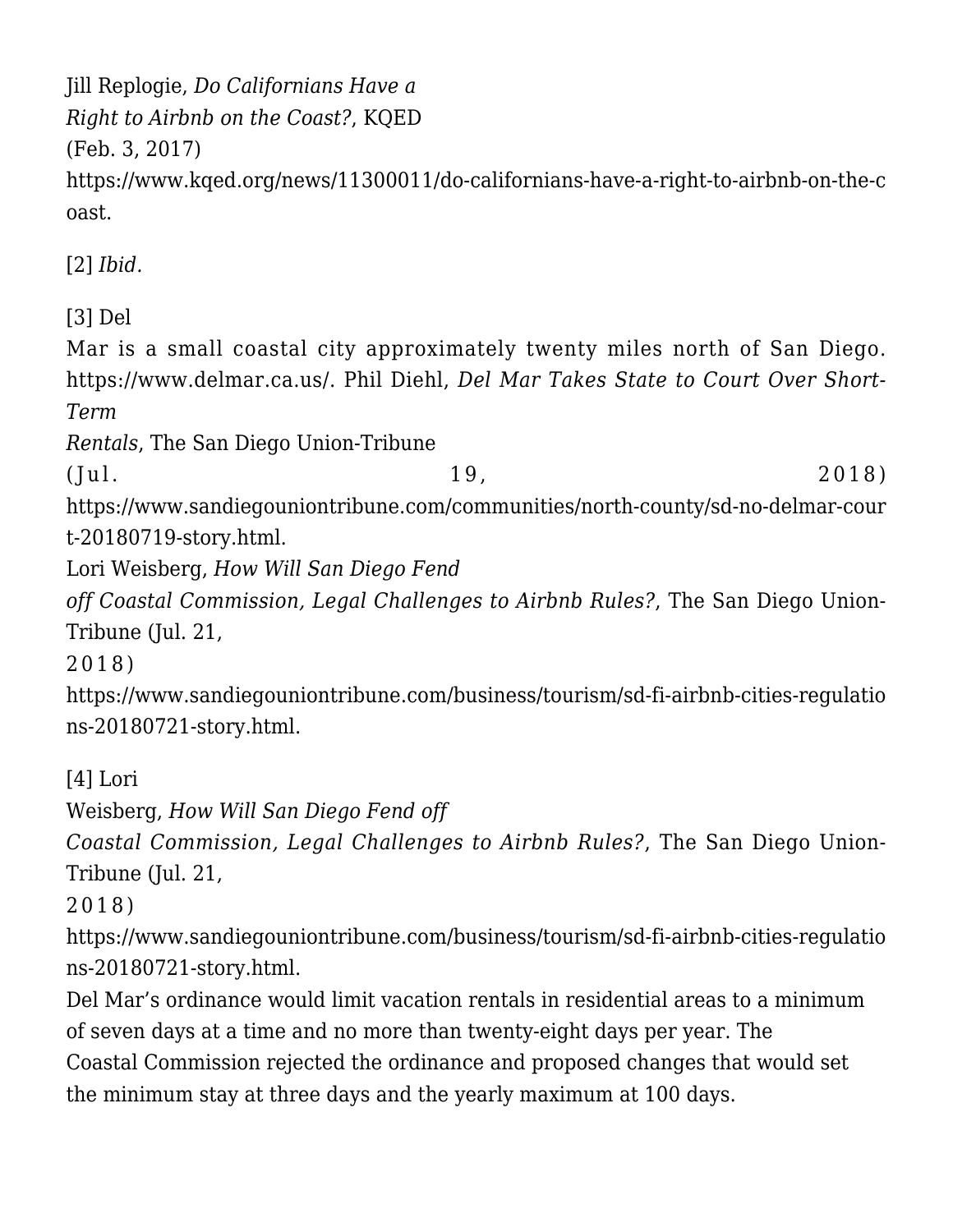Jill Replogie, *Do Californians Have a Right to Airbnb on the Coast?*, KQED (Feb. 3, 2017) https://www.kqed.org/news/11300011/do-californians-have-a-right-to-airbnb-on-the-coast.

[2] *Ibid.*

[3] Del Mar is a small coastal city approximately twenty miles north of San Diego. https://www.delmar.ca.us/. Phil Diehl, *Del Mar Takes State to Court Over Short-Term Rentals*, The San Diego Union-Tribune (Jul. 19, 2018) https://www.sandiegouniontribune.com/communities/north-county/sd-no-delmar-court-20180719-story.html.
Lori Weisberg, *How Will San Diego Fend off Coastal Commission, Legal Challenges to Airbnb Rules?*, The San Diego Union-Tribune (Jul. 21, 2018) https://www.sandiegouniontribune.com/business/tourism/sd-fi-airbnb-cities-regulations-20180721-story.html.

[4] Lori Weisberg, *How Will San Diego Fend off Coastal Commission, Legal Challenges to Airbnb Rules?*, The San Diego Union-Tribune (Jul. 21, 2018) https://www.sandiegouniontribune.com/business/tourism/sd-fi-airbnb-cities-regulations-20180721-story.html.
Del Mar's ordinance would limit vacation rentals in residential areas to a minimum of seven days at a time and no more than twenty-eight days per year. The Coastal Commission rejected the ordinance and proposed changes that would set the minimum stay at three days and the yearly maximum at 100 days.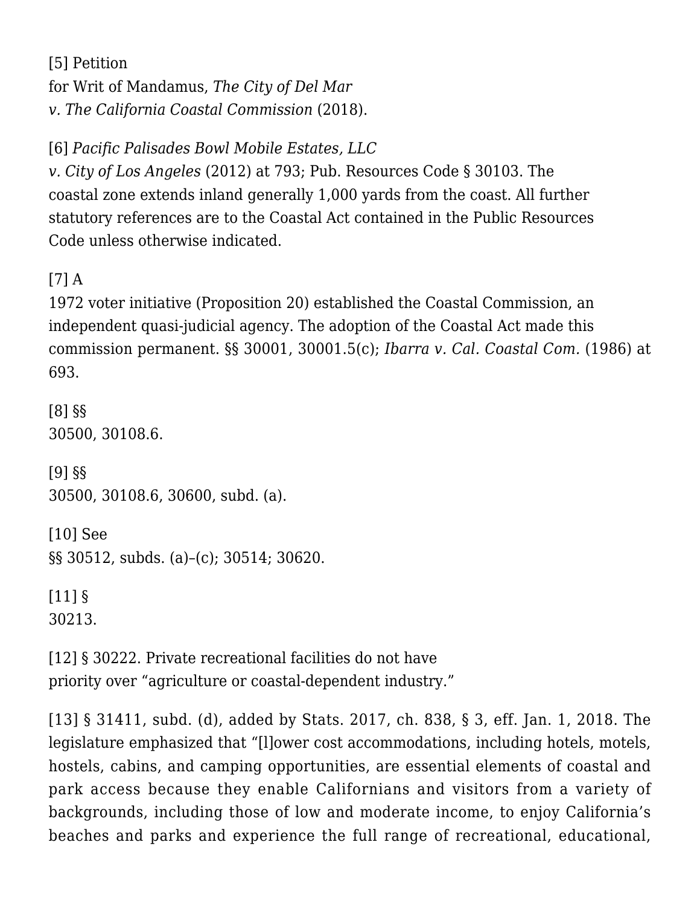[5] Petition for Writ of Mandamus, *The City of Del Mar v. The California Coastal Commission* (2018).

[6] *Pacific Palisades Bowl Mobile Estates, LLC v. City of Los Angeles* (2012) at 793; Pub. Resources Code § 30103. The coastal zone extends inland generally 1,000 yards from the coast. All further statutory references are to the Coastal Act contained in the Public Resources Code unless otherwise indicated.

[7] A 1972 voter initiative (Proposition 20) established the Coastal Commission, an independent quasi-judicial agency. The adoption of the Coastal Act made this commission permanent. §§ 30001, 30001.5(c); *Ibarra v. Cal. Coastal Com.* (1986) at 693.

[8] §§ 30500, 30108.6.

[9] §§ 30500, 30108.6, 30600, subd. (a).

[10] See §§ 30512, subds. (a)–(c); 30514; 30620.

[11] § 30213.

[12] § 30222. Private recreational facilities do not have priority over "agriculture or coastal-dependent industry."

[13] § 31411, subd. (d), added by Stats. 2017, ch. 838, § 3, eff. Jan. 1, 2018. The legislature emphasized that "[l]ower cost accommodations, including hotels, motels, hostels, cabins, and camping opportunities, are essential elements of coastal and park access because they enable Californians and visitors from a variety of backgrounds, including those of low and moderate income, to enjoy California's beaches and parks and experience the full range of recreational, educational,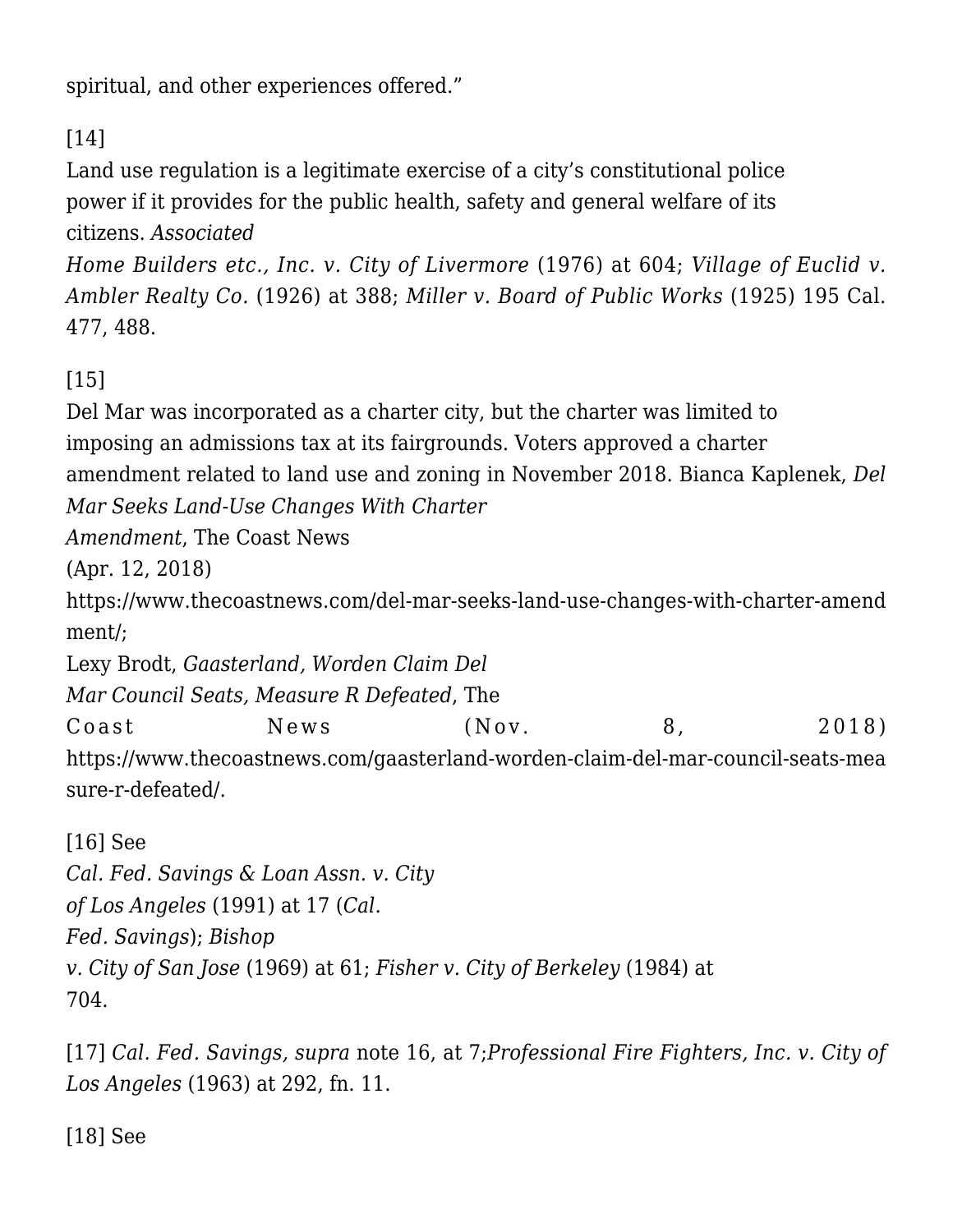spiritual, and other experiences offered."

[14]
Land use regulation is a legitimate exercise of a city's constitutional police power if it provides for the public health, safety and general welfare of its citizens. *Associated Home Builders etc., Inc. v. City of Livermore* (1976) at 604; *Village of Euclid v. Ambler Realty Co.* (1926) at 388; *Miller v. Board of Public Works* (1925) 195 Cal. 477, 488.

[15]
Del Mar was incorporated as a charter city, but the charter was limited to imposing an admissions tax at its fairgrounds. Voters approved a charter amendment related to land use and zoning in November 2018. Bianca Kaplenek, *Del Mar Seeks Land-Use Changes With Charter Amendment*, The Coast News (Apr. 12, 2018) https://www.thecoastnews.com/del-mar-seeks-land-use-changes-with-charter-amendment/; Lexy Brodt, *Gaasterland, Worden Claim Del Mar Council Seats, Measure R Defeated*, The Coast News (Nov. 8, 2018) https://www.thecoastnews.com/gaasterland-worden-claim-del-mar-council-seats-measure-r-defeated/.

[16] See *Cal. Fed. Savings & Loan Assn. v. City of Los Angeles* (1991) at 17 (*Cal. Fed. Savings*); *Bishop v. City of San Jose* (1969) at 61; *Fisher v. City of Berkeley* (1984) at 704.

[17] *Cal. Fed. Savings, supra* note 16, at 7;*Professional Fire Fighters, Inc. v. City of Los Angeles* (1963) at 292, fn. 11.

[18] See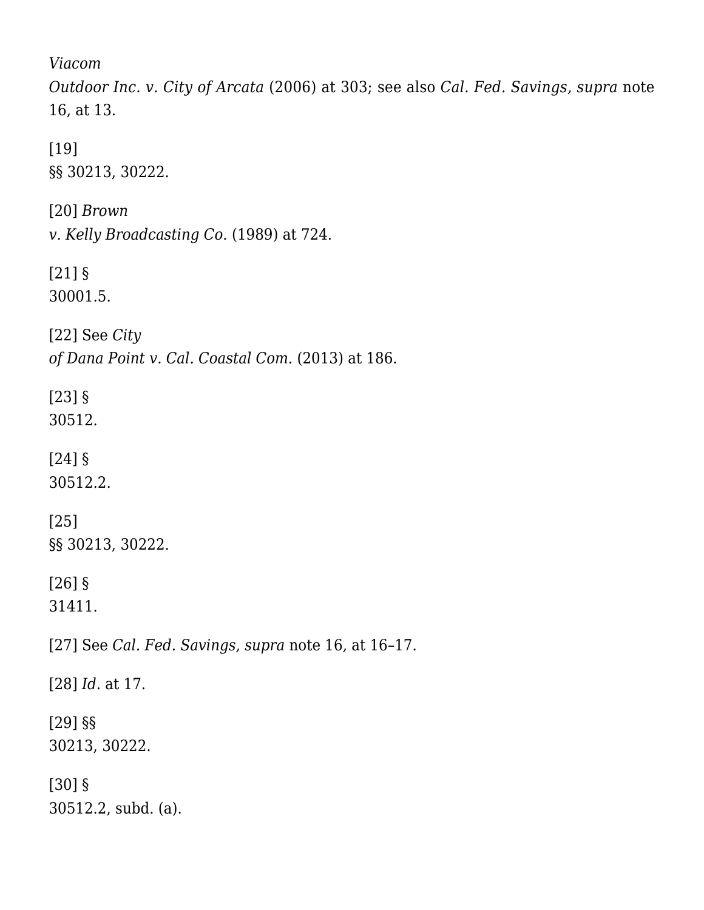*Viacom Outdoor Inc. v. City of Arcata* (2006) at 303; see also *Cal. Fed. Savings, supra* note 16, at 13.

[19] §§ 30213, 30222.

[20] *Brown v. Kelly Broadcasting Co.* (1989) at 724.

[21] § 30001.5.

[22] See *City of Dana Point v. Cal. Coastal Com.* (2013) at 186.

[23] § 30512.

[24] § 30512.2.

[25] §§ 30213, 30222.

[26] § 31411.

[27] See *Cal. Fed. Savings, supra* note 16*,* at 16–17.

[28] *Id*. at 17.

[29] §§ 30213, 30222.

[30] § 30512.2, subd. (a).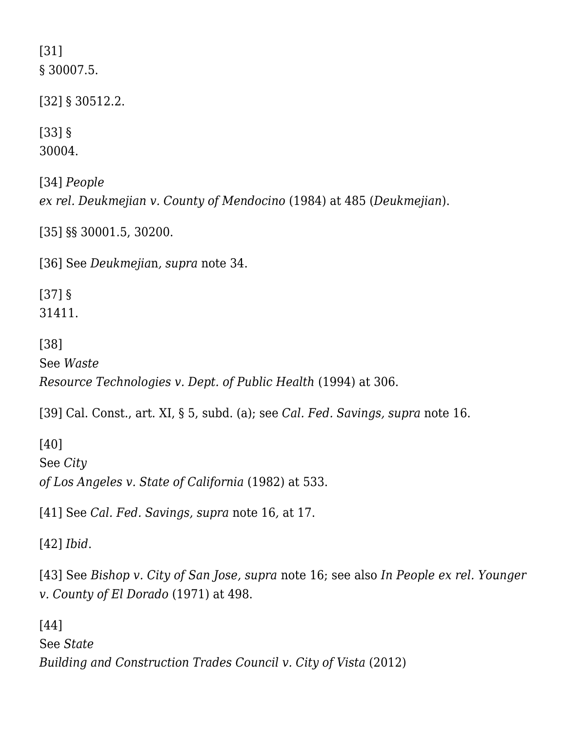[31] § 30007.5.

[32] § 30512.2.

[33] § 30004.

[34] *People ex rel. Deukmejian v. County of Mendocino* (1984) at 485 (*Deukmejian*).

[35] §§ 30001.5, 30200.

[36] See *Deukmejian, supra* note 34.

[37] § 31411.

[38] See *Waste Resource Technologies v. Dept. of Public Health* (1994) at 306.

[39] Cal. Const., art. XI, § 5, subd. (a); see *Cal. Fed. Savings, supra* note 16.

[40] See *City of Los Angeles v. State of California* (1982) at 533.

[41] See *Cal. Fed. Savings, supra* note 16, at 17.

[42] *Ibid*.

[43] See *Bishop v. City of San Jose, supra* note 16; see also *In People ex rel. Younger v. County of El Dorado* (1971) at 498.

[44] See *State Building and Construction Trades Council v. City of Vista* (2012)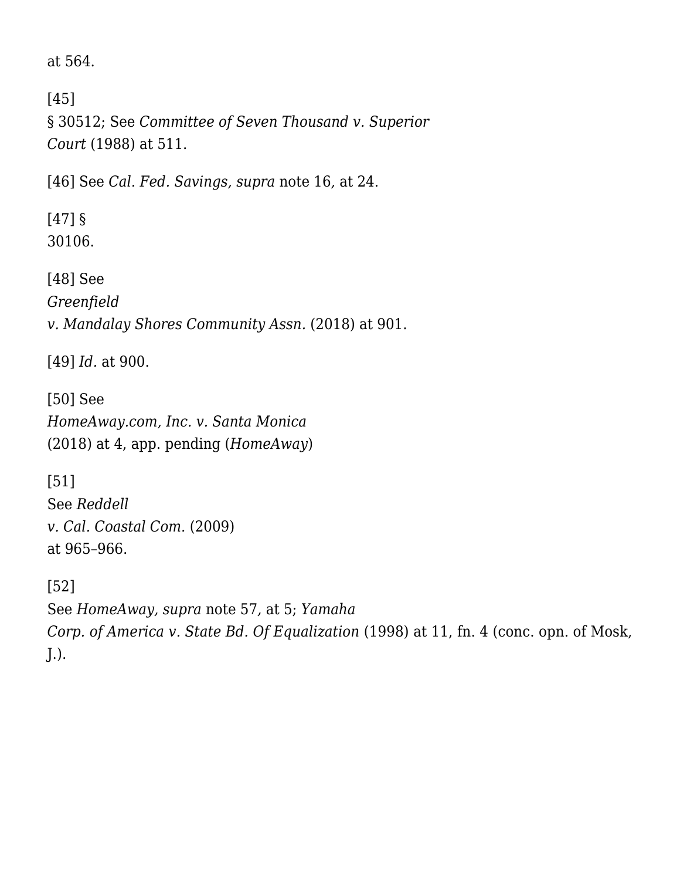at 564.

[45] § 30512; See *Committee of Seven Thousand v. Superior Court* (1988) at 511.

[46] See *Cal. Fed. Savings, supra* note 16, at 24.

[47] § 30106.

[48] See *Greenfield v. Mandalay Shores Community Assn.* (2018) at 901.

[49] *Id.* at 900.

[50] See *HomeAway.com, Inc. v. Santa Monica* (2018) at 4, app. pending (*HomeAway*)

[51] See *Reddell v. Cal. Coastal Com.* (2009) at 965–966.

[52] See *HomeAway, supra* note 57, at 5; *Yamaha Corp. of America v. State Bd. Of Equalization* (1998) at 11, fn. 4 (conc. opn. of Mosk, J.).